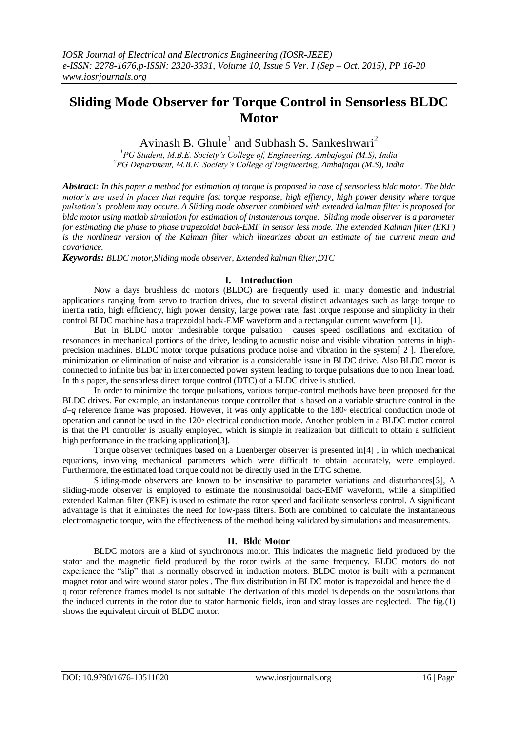# Sliding Mode Observer for Torque Control in Sensorless BLDC Motor

Avinash B. Ghule[1] and Subhash S. Sankeshwari[2]

[1]PG Student, M.B.E. Society's College of, Engineering, Ambajogai (M.S), India
[2]PG Department, M.B.E. Society's College of Engineering, Ambajogai (M.S), India

***Abstract**: In this paper a method for estimation of torque is proposed in case of sensorless bldc motor. The bldc motor's are used in places that require fast torque response, high effiency, high power density where torque pulsation's problem may occure. A Sliding mode observer combined with extended kalman filter is proposed for bldc motor using matlab simulation for estimation of instantenous torque. Sliding mode observer is a parameter for estimating the phase to phase trapezoidal back-EMF in sensor less mode. The extended Kalman filter (EKF) is the nonlinear version of the Kalman filter which linearizes about an estimate of the current mean and covariance.*

***Keywords:** BLDC motor,Sliding mode observer, Extended kalman filter,DTC*

## I. Introduction

Now a days brushless dc motors (BLDC) are frequently used in many domestic and industrial applications ranging from servo to traction drives, due to several distinct advantages such as large torque to inertia ratio, high efficiency, high power density, large power rate, fast torque response and simplicity in their control BLDC machine has a trapezoidal back-EMF waveform and a rectangular current waveform [1].

But in BLDC motor undesirable torque pulsation causes speed oscillations and excitation of resonances in mechanical portions of the drive, leading to acoustic noise and visible vibration patterns in high-precision machines. BLDC motor torque pulsations produce noise and vibration in the system[ 2 ]. Therefore, minimization or elimination of noise and vibration is a considerable issue in BLDC drive. Also BLDC motor is connected to infinite bus bar in interconnected power system leading to torque pulsations due to non linear load. In this paper, the sensorless direct torque control (DTC) of a BLDC drive is studied.

In order to minimize the torque pulsations, various torque-control methods have been proposed for the BLDC drives. For example, an instantaneous torque controller that is based on a variable structure control in the *d–q* reference frame was proposed. However, it was only applicable to the 180◦ electrical conduction mode of operation and cannot be used in the 120◦ electrical conduction mode. Another problem in a BLDC motor control is that the PI controller is usually employed, which is simple in realization but difficult to obtain a sufficient high performance in the tracking application[3].

Torque observer techniques based on a Luenberger observer is presented in[4] , in which mechanical equations, involving mechanical parameters which were difficult to obtain accurately, were employed. Furthermore, the estimated load torque could not be directly used in the DTC scheme.

Sliding-mode observers are known to be insensitive to parameter variations and disturbances[5], A sliding-mode observer is employed to estimate the nonsinusoidal back-EMF waveform, while a simplified extended Kalman filter (EKF) is used to estimate the rotor speed and facilitate sensorless control. A significant advantage is that it eliminates the need for low-pass filters. Both are combined to calculate the instantaneous electromagnetic torque, with the effectiveness of the method being validated by simulations and measurements.

## II. Bldc Motor

BLDC motors are a kind of synchronous motor. This indicates the magnetic field produced by the stator and the magnetic field produced by the rotor twirls at the same frequency. BLDC motors do not experience the "slip" that is normally observed in induction motors. BLDC motor is built with a permanent magnet rotor and wire wound stator poles . The flux distribution in BLDC motor is trapezoidal and hence the d–q rotor reference frames model is not suitable The derivation of this model is depends on the postulations that the induced currents in the rotor due to stator harmonic fields, iron and stray losses are neglected. The fig.(1) shows the equivalent circuit of BLDC motor.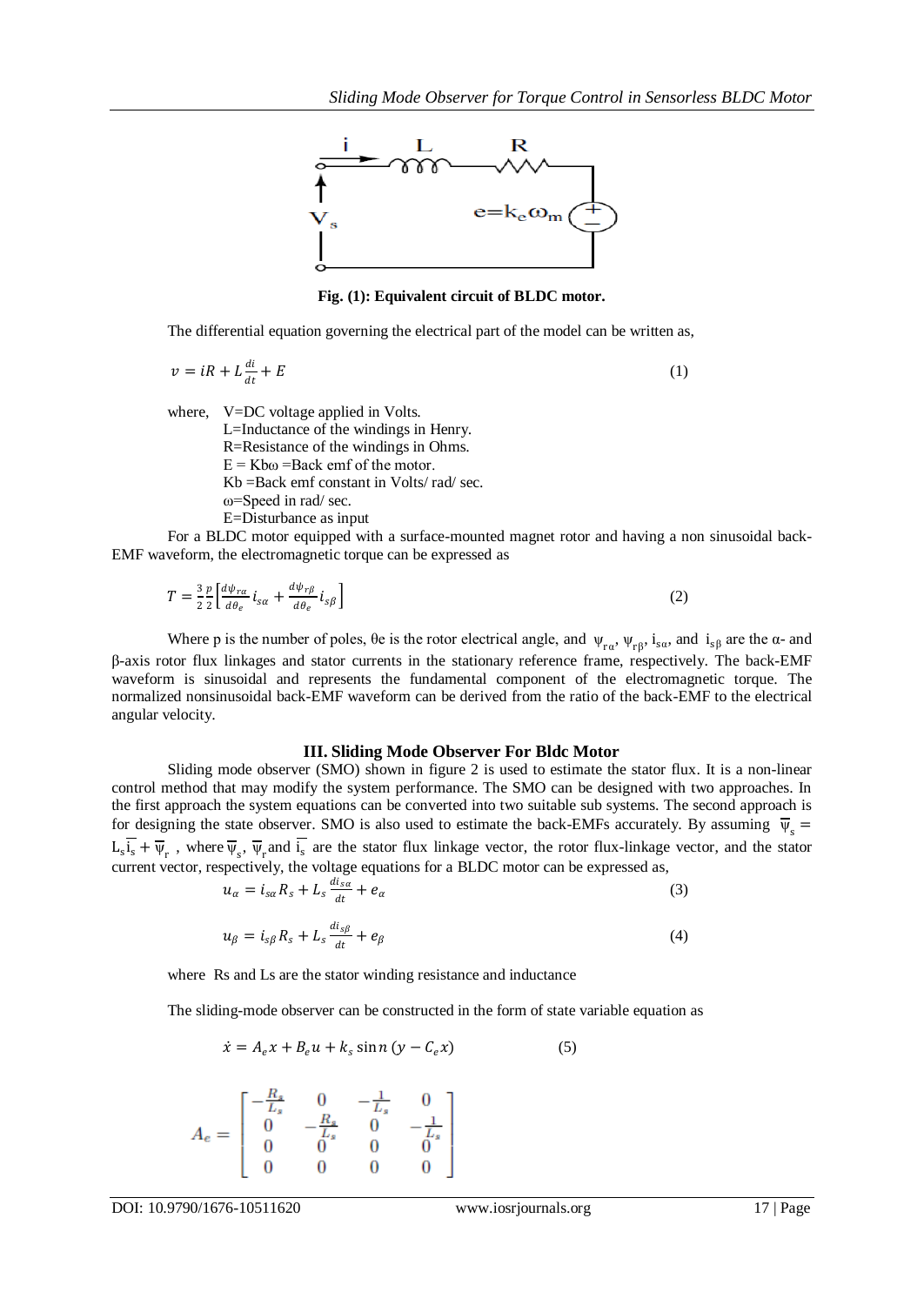Fig. (1): Equivalent circuit of BLDC motor.

The differential equation governing the electrical part of the model can be written as,

$$v = iR + L\frac{di}{dt} + E \tag{1}$$

where, V=DC voltage applied in Volts.
L=Inductance of the windings in Henry.
R=Resistance of the windings in Ohms.
$E = Kb\omega$ =Back emf of the motor.
Kb =Back emf constant in Volts/ rad/ sec.
ω=Speed in rad/ sec.
E=Disturbance as input

For a BLDC motor equipped with a surface-mounted magnet rotor and having a non sinusoidal back-EMF waveform, the electromagnetic torque can be expressed as

$$T = \frac{3}{2}\frac{p}{2}\left[\frac{d\psi_{r\alpha}}{d\theta_e} i_{s\alpha} + \frac{d\psi_{r\beta}}{d\theta_e} i_{s\beta}\right] \tag{2}$$

Where p is the number of poles, θe is the rotor electrical angle, and $\psi_{r\alpha}$, $\psi_{r\beta}$, $i_{s\alpha}$, and $i_{s\beta}$ are the α- and β-axis rotor flux linkages and stator currents in the stationary reference frame, respectively. The back-EMF waveform is sinusoidal and represents the fundamental component of the electromagnetic torque. The normalized nonsinusoidal back-EMF waveform can be derived from the ratio of the back-EMF to the electrical angular velocity.

## III. Sliding Mode Observer For Bldc Motor

Sliding mode observer (SMO) shown in figure 2 is used to estimate the stator flux. It is a non-linear control method that may modify the system performance. The SMO can be designed with two approaches. In the first approach the system equations can be converted into two suitable sub systems. The second approach is for designing the state observer. SMO is also used to estimate the back-EMFs accurately. By assuming $\overline{\psi}_s = L_s\overline{i_s} + \overline{\psi}_r$ , where $\overline{\psi}_s$, $\overline{\psi}_r$ and $\overline{i_s}$ are the stator flux linkage vector, the rotor flux-linkage vector, and the stator current vector, respectively, the voltage equations for a BLDC motor can be expressed as,

$$u_\alpha = i_{s\alpha}R_s + L_s\frac{di_{s\alpha}}{dt} + e_\alpha \tag{3}$$

$$u_\beta = i_{s\beta}R_s + L_s\frac{di_{s\beta}}{dt} + e_\beta \tag{4}$$

where Rs and Ls are the stator winding resistance and inductance

The sliding-mode observer can be constructed in the form of state variable equation as

$$\dot{x} = A_e x + B_e u + k_s \sin n\,(y - C_e x) \tag{5}$$

$$A_e = \begin{bmatrix} -\frac{R_s}{L_s} & 0 & -\frac{1}{L_s} & 0 \\ 0 & -\frac{R_s}{L_s} & 0 & -\frac{1}{L_s} \\ 0 & 0 & 0 & 0 \\ 0 & 0 & 0 & 0 \end{bmatrix}$$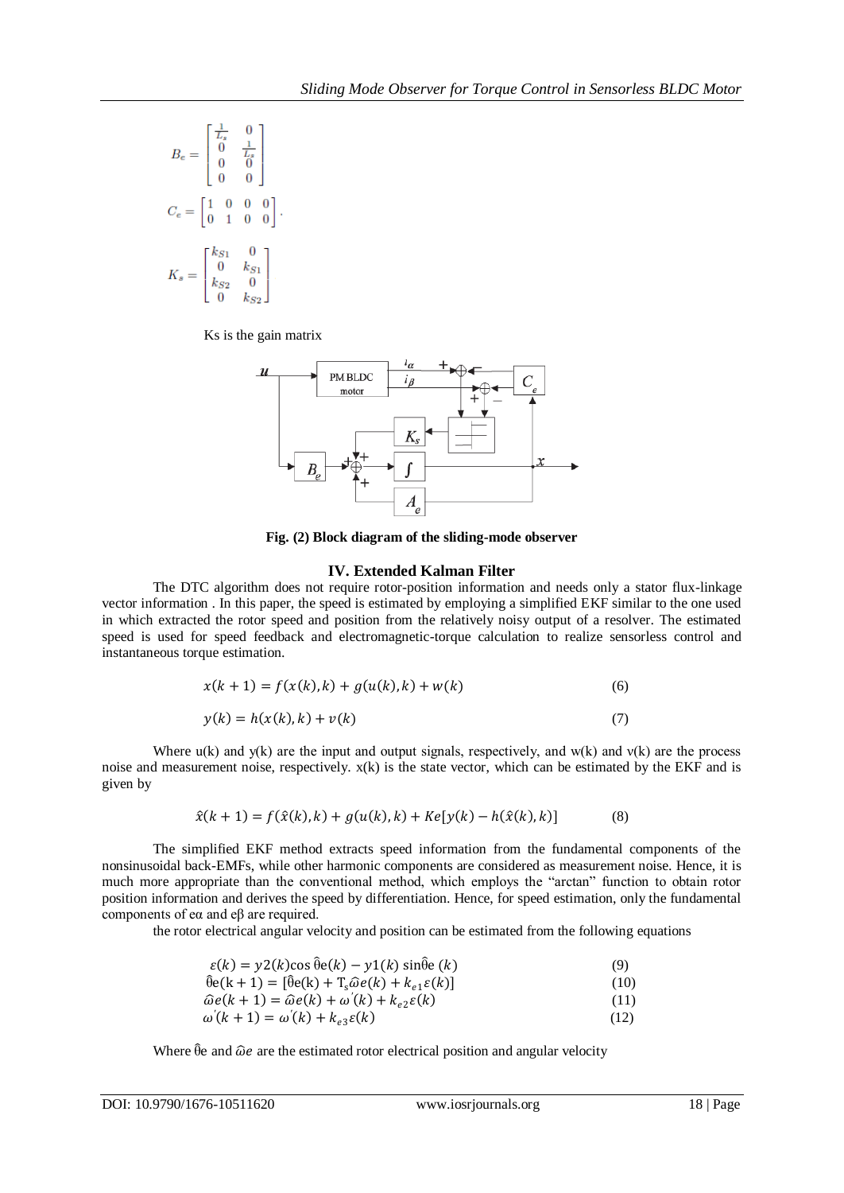$$B_e = \begin{bmatrix} \frac{1}{L_s} & 0 \\ 0 & \frac{1}{L_s} \\ 0 & 0 \\ 0 & 0 \end{bmatrix}$$

$$C_e = \begin{bmatrix} 1 & 0 & 0 & 0 \\ 0 & 1 & 0 & 0 \end{bmatrix}.$$

$$K_s = \begin{bmatrix} k_{S1} & 0 \\ 0 & k_{S1} \\ k_{S2} & 0 \\ 0 & k_{S2} \end{bmatrix}$$

Ks is the gain matrix

**Fig. (2) Block diagram of the sliding-mode observer**

## IV. Extended Kalman Filter

The DTC algorithm does not require rotor-position information and needs only a stator flux-linkage vector information . In this paper, the speed is estimated by employing a simplified EKF similar to the one used in which extracted the rotor speed and position from the relatively noisy output of a resolver. The estimated speed is used for speed feedback and electromagnetic-torque calculation to realize sensorless control and instantaneous torque estimation.

$$x(k+1) = f(x(k), k) + g(u(k), k) + w(k) \qquad (6)$$

$$y(k) = h(x(k), k) + v(k) \qquad (7)$$

Where u(k) and y(k) are the input and output signals, respectively, and w(k) and v(k) are the process noise and measurement noise, respectively. x(k) is the state vector, which can be estimated by the EKF and is given by

$$\hat{x}(k+1) = f(\hat{x}(k), k) + g(u(k), k) + Ke[y(k) - h(\hat{x}(k), k)] \qquad (8)$$

The simplified EKF method extracts speed information from the fundamental components of the nonsinusoidal back-EMFs, while other harmonic components are considered as measurement noise. Hence, it is much more appropriate than the conventional method, which employs the "arctan" function to obtain rotor position information and derives the speed by differentiation. Hence, for speed estimation, only the fundamental components of $e\alpha$ and $e\beta$ are required.

the rotor electrical angular velocity and position can be estimated from the following equations

$$\varepsilon(k) = y2(k)\cos\hat{\theta}e(k) - y1(k)\sin\hat{\theta}e(k) \qquad (9)$$

$$\hat{\theta}e(k+1) = [\hat{\theta}e(k) + T_s\hat{\omega}e(k) + k_{e1}\varepsilon(k)] \qquad (10)$$

$$\hat{\omega}e(k+1) = \hat{\omega}e(k) + \omega'(k) + k_{e2}\varepsilon(k) \qquad (11)$$

$$\omega'(k+1) = \omega'(k) + k_{e3}\varepsilon(k) \qquad (12)$$

Where $\hat{\theta}e$ and $\hat{\omega}e$ are the estimated rotor electrical position and angular velocity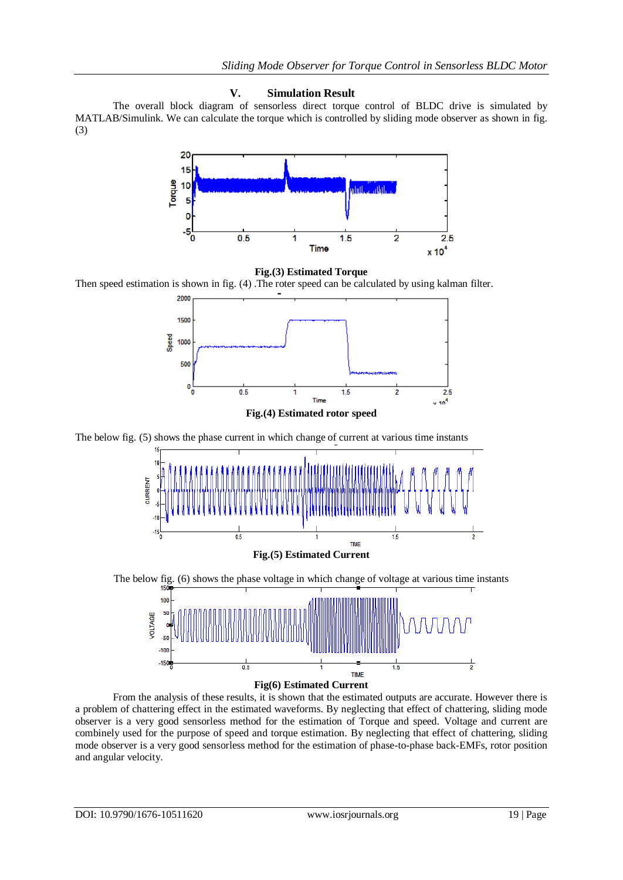## V. Simulation Result

The overall block diagram of sensorless direct torque control of BLDC drive is simulated by MATLAB/Simulink. We can calculate the torque which is controlled by sliding mode observer as shown in fig.(3)

**Fig.(3) Estimated Torque**

Then speed estimation is shown in fig. (4) .The roter speed can be calculated by using kalman filter.

**Fig.(4) Estimated rotor speed**

The below fig. (5) shows the phase current in which change of current at various time instants

**Fig.(5) Estimated Current**

The below fig. (6) shows the phase voltage in which change of voltage at various time instants

**Fig(6) Estimated Current**

From the analysis of these results, it is shown that the estimated outputs are accurate. However there is a problem of chattering effect in the estimated waveforms. By neglecting that effect of chattering, sliding mode observer is a very good sensorless method for the estimation of Torque and speed. Voltage and current are combinely used for the purpose of speed and torque estimation. By neglecting that effect of chattering, sliding mode observer is a very good sensorless method for the estimation of phase-to-phase back-EMFs, rotor position and angular velocity.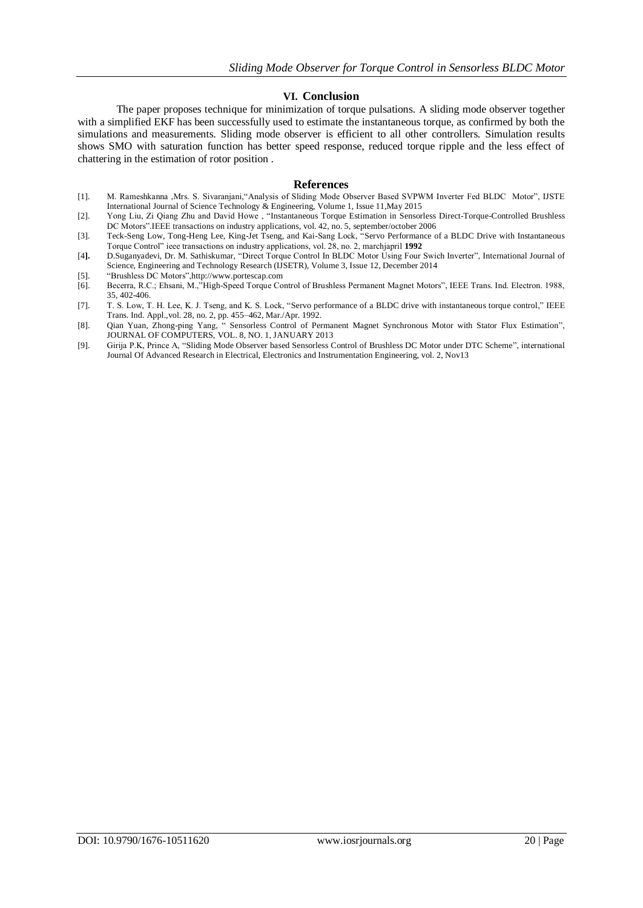## VI. Conclusion

The paper proposes technique for minimization of torque pulsations. A sliding mode observer together with a simplified EKF has been successfully used to estimate the instantaneous torque, as confirmed by both the simulations and measurements. Sliding mode observer is efficient to all other controllers. Simulation results shows SMO with saturation function has better speed response, reduced torque ripple and the less effect of chattering in the estimation of rotor position .

## References

[1]. M. Rameshkanna ,Mrs. S. Sivaranjani,"Analysis of Sliding Mode Observer Based SVPWM Inverter Fed BLDC Motor", IJSTE International Journal of Science Technology & Engineering, Volume 1, Issue 11,May 2015

[2]. Yong Liu, Zi Qiang Zhu and David Howe , "Instantaneous Torque Estimation in Sensorless Direct-Torque-Controlled Brushless DC Motors".IEEE transactions on industry applications, vol. 42, no. 5, september/october 2006

[3]. Teck-Seng Low, Tong-Heng Lee, King-Jet Tseng, and Kai-Sang Lock, "Servo Performance of a BLDC Drive with Instantaneous Torque Control" ieee transactions on industry applications, vol. 28, no. 2, marchjapril **1992**

[4**].** D.Suganyadevi, Dr. M. Sathiskumar, "Direct Torque Control In BLDC Motor Using Four Swich Inverter", International Journal of Science, Engineering and Technology Research (IJSETR), Volume 3, Issue 12, December 2014

[5]. "Brushless DC Motors",http://www.portescap.com

[6]. Becerra, R.C.; Ehsani, M.,"High-Speed Torque Control of Brushless Permanent Magnet Motors", IEEE Trans. Ind. Electron. 1988, 35, 402-406.

[7]. T. S. Low, T. H. Lee, K. J. Tseng, and K. S. Lock, "Servo performance of a BLDC drive with instantaneous torque control," IEEE Trans. Ind. Appl.,vol. 28, no. 2, pp. 455–462, Mar./Apr. 1992.

[8]. Qian Yuan, Zhong-ping Yang, " Sensorless Control of Permanent Magnet Synchronous Motor with Stator Flux Estimation", JOURNAL OF COMPUTERS, VOL. 8, NO. 1, JANUARY 2013

[9]. Girija P.K, Prince A, "Sliding Mode Observer based Sensorless Control of Brushless DC Motor under DTC Scheme", international Journal Of Advanced Research in Electrical, Electronics and Instrumentation Engineering, vol. 2, Nov13